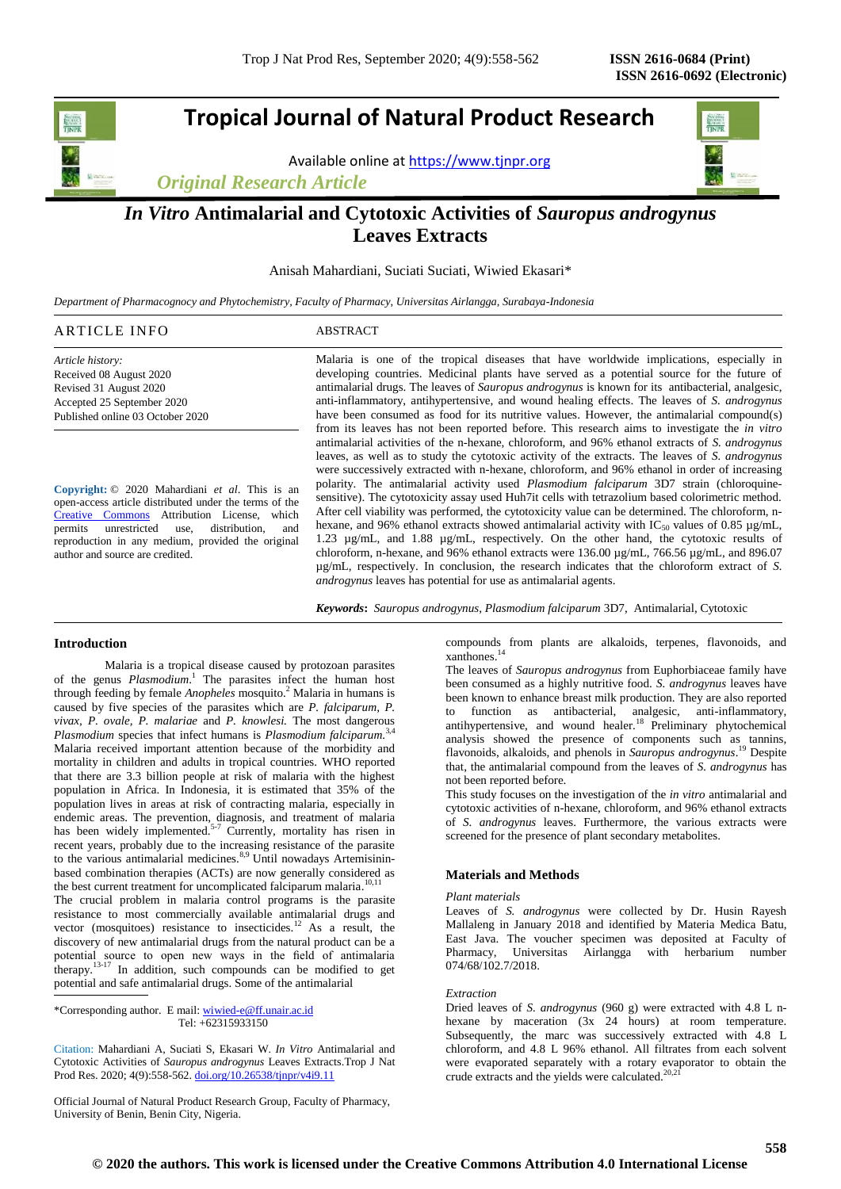# Tropical Journal of Natural Product Research

Available online at https://www.tjnpr.org

*Original Research Article*

# *In Vitro* Antimalarial and Cytotoxic Activities of *Sauropus androgynus* Leaves Extracts

Anisah Mahardiani, Suciati Suciati, Wiwied Ekasari*

*Department of Pharmacognocy and Phytochemistry, Faculty of Pharmacy, Universitas Airlangga, Surabaya-Indonesia*

## ARTICLE INFO

*Article history:*
Received 08 August 2020
Revised 31 August 2020
Accepted 25 September 2020
Published online 03 October 2020

**Copyright:** © 2020 Mahardiani *et al*. This is an open-access article distributed under the terms of the Creative Commons Attribution License, which permits unrestricted use, distribution, and reproduction in any medium, provided the original author and source are credited.

## ABSTRACT

Malaria is one of the tropical diseases that have worldwide implications, especially in developing countries. Medicinal plants have served as a potential source for the future of antimalarial drugs. The leaves of *Sauropus androgynus* is known for its antibacterial, analgesic, anti-inflammatory, antihypertensive, and wound healing effects. The leaves of *S. androgynus* have been consumed as food for its nutritive values. However, the antimalarial compound(s) from its leaves has not been reported before. This research aims to investigate the *in vitro* antimalarial activities of the n-hexane, chloroform, and 96% ethanol extracts of *S. androgynus* leaves, as well as to study the cytotoxic activity of the extracts. The leaves of *S. androgynus* were successively extracted with n-hexane, chloroform, and 96% ethanol in order of increasing polarity. The antimalarial activity used *Plasmodium falciparum* 3D7 strain (chloroquine-sensitive). The cytotoxicity assay used Huh7it cells with tetrazolium based colorimetric method. After cell viability was performed, the cytotoxicity value can be determined. The chloroform, n-hexane, and 96% ethanol extracts showed antimalarial activity with $IC_{50}$ values of 0.85 µg/mL, 1.23 µg/mL, and 1.88 µg/mL, respectively. On the other hand, the cytotoxic results of chloroform, n-hexane, and 96% ethanol extracts were 136.00 µg/mL, 766.56 µg/mL, and 896.07 µg/mL, respectively. In conclusion, the research indicates that the chloroform extract of *S. androgynus* leaves has potential for use as antimalarial agents.

***Keywords*:** *Sauropus androgynus, Plasmodium falciparum* 3D7, Antimalarial, Cytotoxic

## Introduction

Malaria is a tropical disease caused by protozoan parasites of the genus *Plasmodium*.[1] The parasites infect the human host through feeding by female *Anopheles* mosquito.[2] Malaria in humans is caused by five species of the parasites which are *P. falciparum, P. vivax, P. ovale, P. malariae* and *P. knowlesi.* The most dangerous *Plasmodium* species that infect humans is *Plasmodium falciparum.*[3,4] Malaria received important attention because of the morbidity and mortality in children and adults in tropical countries. WHO reported that there are 3.3 billion people at risk of malaria with the highest population in Africa. In Indonesia, it is estimated that 35% of the population lives in areas at risk of contracting malaria, especially in endemic areas. The prevention, diagnosis, and treatment of malaria has been widely implemented.[5-7] Currently, mortality has risen in recent years, probably due to the increasing resistance of the parasite to the various antimalarial medicines.[8,9] Until nowadays Artemisinin-based combination therapies (ACTs) are now generally considered as the best current treatment for uncomplicated falciparum malaria.[10,11]

The crucial problem in malaria control programs is the parasite resistance to most commercially available antimalarial drugs and vector (mosquitoes) resistance to insecticides.[12] As a result, the discovery of new antimalarial drugs from the natural product can be a potential source to open new ways in the field of antimalaria therapy.[13-17] In addition, such compounds can be modified to get potential and safe antimalarial drugs. Some of the antimalarial compounds from plants are alkaloids, terpenes, flavonoids, and xanthones.[14]

The leaves of *Sauropus androgynus* from Euphorbiaceae family have been consumed as a highly nutritive food. *S. androgynus* leaves have been known to enhance breast milk production. They are also reported to function as antibacterial, analgesic, anti-inflammatory, antihypertensive, and wound healer.[18] Preliminary phytochemical analysis showed the presence of components such as tannins, flavonoids, alkaloids, and phenols in *Sauropus androgynus*.[19] Despite that, the antimalarial compound from the leaves of *S. androgynus* has not been reported before.

This study focuses on the investigation of the *in vitro* antimalarial and cytotoxic activities of n-hexane, chloroform, and 96% ethanol extracts of *S. androgynus* leaves. Furthermore, the various extracts were screened for the presence of plant secondary metabolites.

## Materials and Methods

### *Plant materials*

Leaves of *S. androgynus* were collected by Dr. Husin Rayesh Mallaleng in January 2018 and identified by Materia Medica Batu, East Java. The voucher specimen was deposited at Faculty of Pharmacy, Universitas Airlangga with herbarium number 074/68/102.7/2018.

### *Extraction*

Dried leaves of *S. androgynus* (960 g) were extracted with 4.8 L n-hexane by maceration (3x 24 hours) at room temperature. Subsequently, the marc was successively extracted with 4.8 L chloroform, and 4.8 L 96% ethanol. All filtrates from each solvent were evaporated separately with a rotary evaporator to obtain the crude extracts and the yields were calculated.[20,21]

*Corresponding author. E mail: wiwied-e@ff.unair.ac.id
Tel: +62315933150

Citation: Mahardiani A, Suciati S, Ekasari W. *In Vitro* Antimalarial and Cytotoxic Activities of *Sauropus androgynus* Leaves Extracts.Trop J Nat Prod Res. 2020; 4(9):558-562. doi.org/10.26538/tjnpr/v4i9.11

Official Journal of Natural Product Research Group, Faculty of Pharmacy, University of Benin, Benin City, Nigeria.

© 2020 the authors. This work is licensed under the Creative Commons Attribution 4.0 International License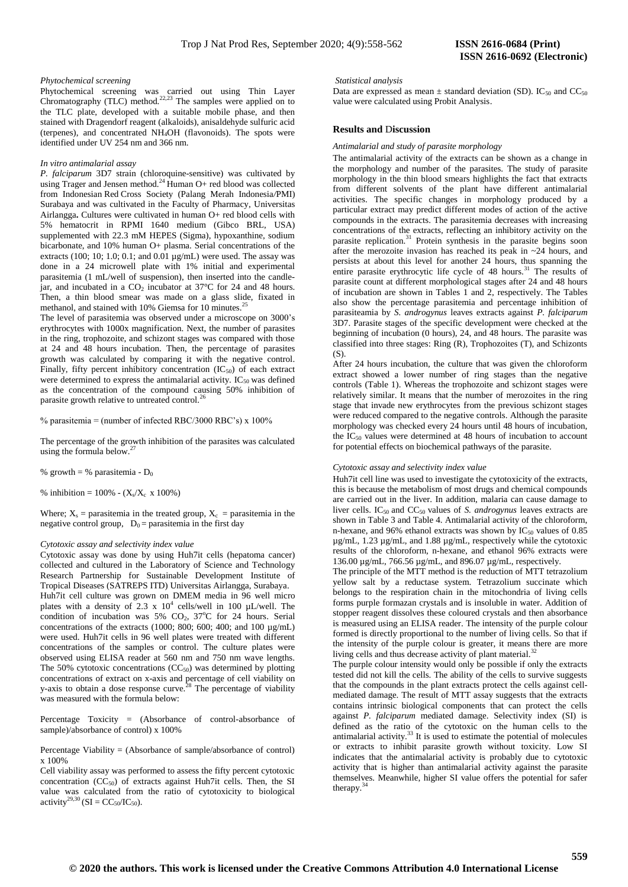*Phytochemical screening*

Phytochemical screening was carried out using Thin Layer Chromatography (TLC) method.[22,23] The samples were applied on to the TLC plate, developed with a suitable mobile phase, and then stained with Dragendorf reagent (alkaloids), anisaldehyde sulfuric acid (terpenes), and concentrated $NH_4OH$ (flavonoids). The spots were identified under UV 254 nm and 366 nm.

*In vitro antimalarial assay*

*P. falciparum* 3D7 strain (chloroquine-sensitive) was cultivated by using Trager and Jensen method.[24] Human O+ red blood was collected from Indonesian Red Cross Society (Palang Merah Indonesia/PMI) Surabaya and was cultivated in the Faculty of Pharmacy, Universitas Airlangga**.** Cultures were cultivated in human O+ red blood cells with 5% hematocrit in RPMI 1640 medium (Gibco BRL, USA) supplemented with 22.3 mM HEPES (Sigma), hypoxanthine, sodium bicarbonate, and 10% human O+ plasma. Serial concentrations of the extracts (100; 10; 1.0; 0.1; and 0.01 µg/mL) were used. The assay was done in a 24 microwell plate with 1% initial and experimental parasitemia (1 mL/well of suspension), then inserted into the candle-jar, and incubated in a $CO_2$ incubator at 37°C for 24 and 48 hours. Then, a thin blood smear was made on a glass slide, fixated in methanol, and stained with 10% Giemsa for 10 minutes.[25]

The level of parasitemia was observed under a microscope on 3000's erythrocytes with 1000x magnification. Next, the number of parasites in the ring, trophozoite, and schizont stages was compared with those at 24 and 48 hours incubation. Then, the percentage of parasites growth was calculated by comparing it with the negative control. Finally, fifty percent inhibitory concentration ($IC_{50}$) of each extract were determined to express the antimalarial activity. $IC_{50}$ was defined as the concentration of the compound causing 50% inhibition of parasite growth relative to untreated control.[26]

% parasitemia = (number of infected RBC/3000 RBC's) x 100%

The percentage of the growth inhibition of the parasites was calculated using the formula below.[27]

% growth = % parasitemia - $D_0$

% inhibition = 100% - ($X_s/X_c$ x 100%)

Where; $X_s$ = parasitemia in the treated group, $X_c$ = parasitemia in the negative control group, $D_0$ = parasitemia in the first day

*Cytotoxic assay and selectivity index value*

Cytotoxic assay was done by using Huh7it cells (hepatoma cancer) collected and cultured in the Laboratory of Science and Technology Research Partnership for Sustainable Development Institute of Tropical Diseases (SATREPS ITD) Universitas Airlangga, Surabaya.

Huh7it cell culture was grown on DMEM media in 96 well micro plates with a density of 2.3 x $10^4$ cells/well in 100 µL/well. The condition of incubation was 5% $CO_2$, 37°C for 24 hours. Serial concentrations of the extracts (1000; 800; 600; 400; and 100 µg/mL) were used. Huh7it cells in 96 well plates were treated with different concentrations of the samples or control. The culture plates were observed using ELISA reader at 560 nm and 750 nm wave lengths. The 50% cytotoxic concentrations ($CC_{50}$) was determined by plotting concentrations of extract on x-axis and percentage of cell viability on y-axis to obtain a dose response curve.[28] The percentage of viability was measured with the formula below:

Percentage Toxicity = (Absorbance of control-absorbance of sample)/absorbance of control) x 100%

Percentage Viability = (Absorbance of sample/absorbance of control) x 100%

Cell viability assay was performed to assess the fifty percent cytotoxic concentration ($CC_{50}$) of extracts against Huh7it cells. Then, the SI value was calculated from the ratio of cytotoxicity to biological activity[29,30] ($SI = CC_{50}/IC_{50}$).

*Statistical analysis*

Data are expressed as mean ± standard deviation (SD). $IC_{50}$ and $CC_{50}$ value were calculated using Probit Analysis.

## Results and Discussion

*Antimalarial and study of parasite morphology*

The antimalarial activity of the extracts can be shown as a change in the morphology and number of the parasites. The study of parasite morphology in the thin blood smears highlights the fact that extracts from different solvents of the plant have different antimalarial activities. The specific changes in morphology produced by a particular extract may predict different modes of action of the active compounds in the extracts. The parasitemia decreases with increasing concentrations of the extracts, reflecting an inhibitory activity on the parasite replication.[31] Protein synthesis in the parasite begins soon after the merozoite invasion has reached its peak in ~24 hours, and persists at about this level for another 24 hours, thus spanning the entire parasite erythrocytic life cycle of 48 hours.[31] The results of parasite count at different morphological stages after 24 and 48 hours of incubation are shown in Tables 1 and 2, respectively. The Tables also show the percentage parasitemia and percentage inhibition of parasiteamia by *S. androgynus* leaves extracts against *P. falciparum* 3D7. Parasite stages of the specific development were checked at the beginning of incubation (0 hours), 24, and 48 hours. The parasite was classified into three stages: Ring (R), Trophozoites (T), and Schizonts (S).

After 24 hours incubation, the culture that was given the chloroform extract showed a lower number of ring stages than the negative controls (Table 1). Whereas the trophozoite and schizont stages were relatively similar. It means that the number of merozoites in the ring stage that invade new erythrocytes from the previous schizont stages were reduced compared to the negative controls. Although the parasite morphology was checked every 24 hours until 48 hours of incubation, the $IC_{50}$ values were determined at 48 hours of incubation to account for potential effects on biochemical pathways of the parasite.

*Cytotoxic assay and selectivity index value*

Huh7it cell line was used to investigate the cytotoxicity of the extracts, this is because the metabolism of most drugs and chemical compounds are carried out in the liver. In addition, malaria can cause damage to liver cells. $IC_{50}$ and $CC_{50}$ values of *S. androgynus* leaves extracts are shown in Table 3 and Table 4. Antimalarial activity of the chloroform, n-hexane, and 96% ethanol extracts was shown by $IC_{50}$ values of 0.85 µg/mL, 1.23 µg/mL, and 1.88 µg/mL, respectively while the cytotoxic results of the chloroform, n-hexane, and ethanol 96% extracts were 136.00 µg/mL, 766.56 µg/mL, and 896.07 µg/mL, respectively.

The principle of the MTT method is the reduction of MTT tetrazolium yellow salt by a reductase system. Tetrazolium succinate which belongs to the respiration chain in the mitochondria of living cells forms purple formazan crystals and is insoluble in water. Addition of stopper reagent dissolves these coloured crystals and then absorbance is measured using an ELISA reader. The intensity of the purple colour formed is directly proportional to the number of living cells. So that if the intensity of the purple colour is greater, it means there are more living cells and thus decrease activity of plant material.[32]

The purple colour intensity would only be possible if only the extracts tested did not kill the cells. The ability of the cells to survive suggests that the compounds in the plant extracts protect the cells against cell-mediated damage. The result of MTT assay suggests that the extracts contains intrinsic biological components that can protect the cells against *P. falciparum* mediated damage. Selectivity index (SI) is defined as the ratio of the cytotoxic on the human cells to the antimalarial activity.[33] It is used to estimate the potential of molecules or extracts to inhibit parasite growth without toxicity. Low SI indicates that the antimalarial activity is probably due to cytotoxic activity that is higher than antimalarial activity against the parasite themselves. Meanwhile, higher SI value offers the potential for safer therapy.[34]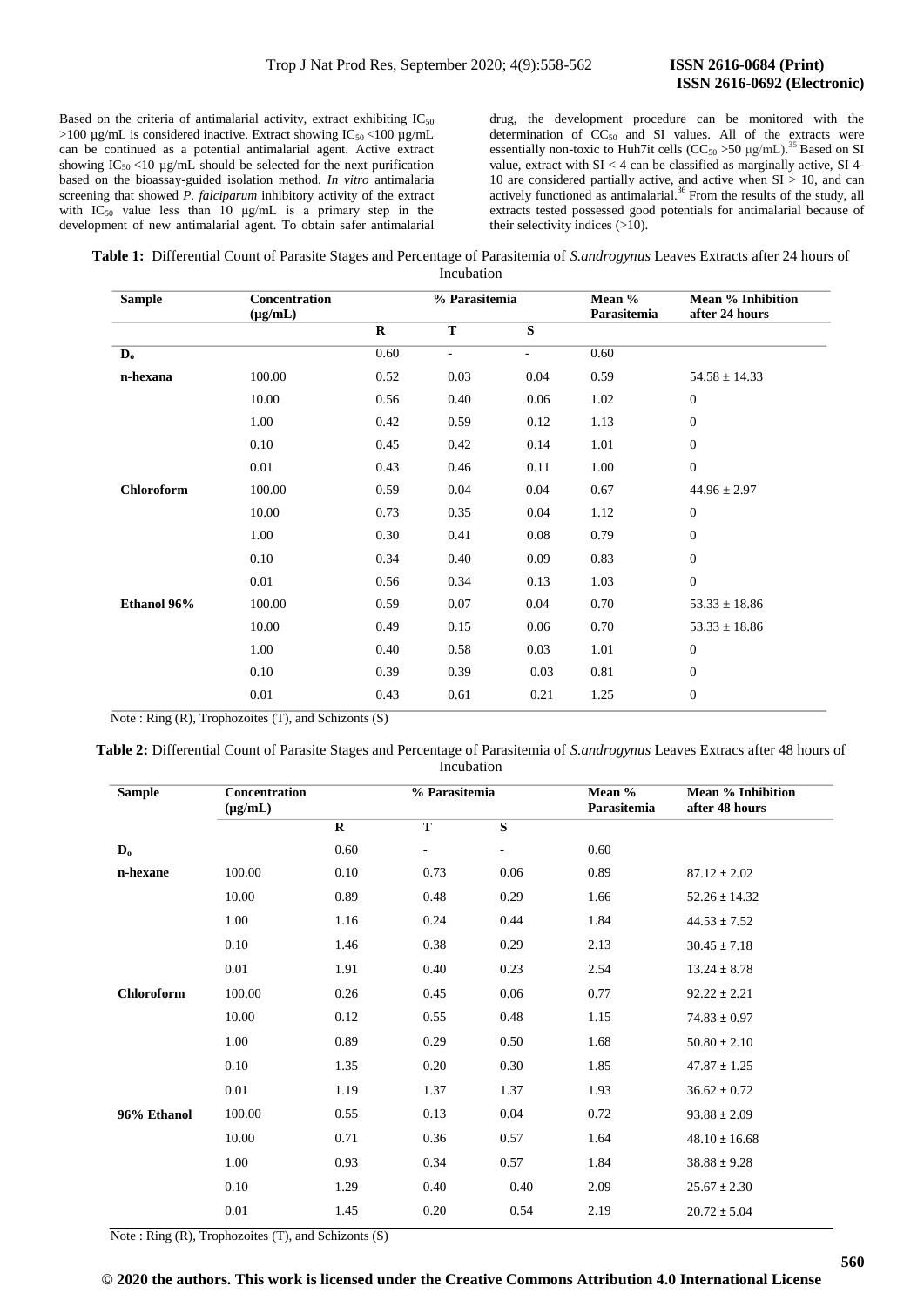Based on the criteria of antimalarial activity, extract exhibiting $IC_{50}$ >100 µg/mL is considered inactive. Extract showing $IC_{50}$ <100 µg/mL can be continued as a potential antimalarial agent. Active extract showing $IC_{50}$ <10 µg/mL should be selected for the next purification based on the bioassay-guided isolation method. *In vitro* antimalaria screening that showed *P. falciparum* inhibitory activity of the extract with $IC_{50}$ value less than 10 µg/mL is a primary step in the development of new antimalarial agent. To obtain safer antimalarial drug, the development procedure can be monitored with the determination of $CC_{50}$ and SI values. All of the extracts were essentially non-toxic to Huh7it cells ($CC_{50}$ >50 µg/mL).[35] Based on SI value, extract with SI < 4 can be classified as marginally active, SI 4-10 are considered partially active, and active when SI > 10, and can actively functioned as antimalarial.[36] From the results of the study, all extracts tested possessed good potentials for antimalarial because of their selectivity indices (>10).

**Table 1:** Differential Count of Parasite Stages and Percentage of Parasitemia of *S.androgynus* Leaves Extracts after 24 hours of Incubation

| Sample | Concentration (µg/mL) | % Parasitemia | | | Mean % Parasitemia | Mean % Inhibition after 24 hours |
|---|---|---|---|---|---|---|
| | | R | T | S | | |
| $D_o$ | | 0.60 | - | - | 0.60 | |
| n-hexana | 100.00 | 0.52 | 0.03 | 0.04 | 0.59 | 54.58 ± 14.33 |
| | 10.00 | 0.56 | 0.40 | 0.06 | 1.02 | 0 |
| | 1.00 | 0.42 | 0.59 | 0.12 | 1.13 | 0 |
| | 0.10 | 0.45 | 0.42 | 0.14 | 1.01 | 0 |
| | 0.01 | 0.43 | 0.46 | 0.11 | 1.00 | 0 |
| Chloroform | 100.00 | 0.59 | 0.04 | 0.04 | 0.67 | 44.96 ± 2.97 |
| | 10.00 | 0.73 | 0.35 | 0.04 | 1.12 | 0 |
| | 1.00 | 0.30 | 0.41 | 0.08 | 0.79 | 0 |
| | 0.10 | 0.34 | 0.40 | 0.09 | 0.83 | 0 |
| | 0.01 | 0.56 | 0.34 | 0.13 | 1.03 | 0 |
| Ethanol 96% | 100.00 | 0.59 | 0.07 | 0.04 | 0.70 | 53.33 ± 18.86 |
| | 10.00 | 0.49 | 0.15 | 0.06 | 0.70 | 53.33 ± 18.86 |
| | 1.00 | 0.40 | 0.58 | 0.03 | 1.01 | 0 |
| | 0.10 | 0.39 | 0.39 | 0.03 | 0.81 | 0 |
| | 0.01 | 0.43 | 0.61 | 0.21 | 1.25 | 0 |

Note : Ring (R), Trophozoites (T), and Schizonts (S)

**Table 2:** Differential Count of Parasite Stages and Percentage of Parasitemia of *S.androgynus* Leaves Extracs after 48 hours of Incubation

| Sample | Concentration (µg/mL) | % Parasitemia | | | Mean % Parasitemia | Mean % Inhibition after 48 hours |
|---|---|---|---|---|---|---|
| | | R | T | S | | |
| $D_o$ | | 0.60 | - | - | 0.60 | |
| n-hexane | 100.00 | 0.10 | 0.73 | 0.06 | 0.89 | 87.12 ± 2.02 |
| | 10.00 | 0.89 | 0.48 | 0.29 | 1.66 | 52.26 ± 14.32 |
| | 1.00 | 1.16 | 0.24 | 0.44 | 1.84 | 44.53 ± 7.52 |
| | 0.10 | 1.46 | 0.38 | 0.29 | 2.13 | 30.45 ± 7.18 |
| | 0.01 | 1.91 | 0.40 | 0.23 | 2.54 | 13.24 ± 8.78 |
| Chloroform | 100.00 | 0.26 | 0.45 | 0.06 | 0.77 | 92.22 ± 2.21 |
| | 10.00 | 0.12 | 0.55 | 0.48 | 1.15 | 74.83 ± 0.97 |
| | 1.00 | 0.89 | 0.29 | 0.50 | 1.68 | 50.80 ± 2.10 |
| | 0.10 | 1.35 | 0.20 | 0.30 | 1.85 | 47.87 ± 1.25 |
| | 0.01 | 1.19 | 1.37 | 1.37 | 1.93 | 36.62 ± 0.72 |
| 96% Ethanol | 100.00 | 0.55 | 0.13 | 0.04 | 0.72 | 93.88 ± 2.09 |
| | 10.00 | 0.71 | 0.36 | 0.57 | 1.64 | 48.10 ± 16.68 |
| | 1.00 | 0.93 | 0.34 | 0.57 | 1.84 | 38.88 ± 9.28 |
| | 0.10 | 1.29 | 0.40 | 0.40 | 2.09 | 25.67 ± 2.30 |
| | 0.01 | 1.45 | 0.20 | 0.54 | 2.19 | 20.72 ± 5.04 |

Note : Ring (R), Trophozoites (T), and Schizonts (S)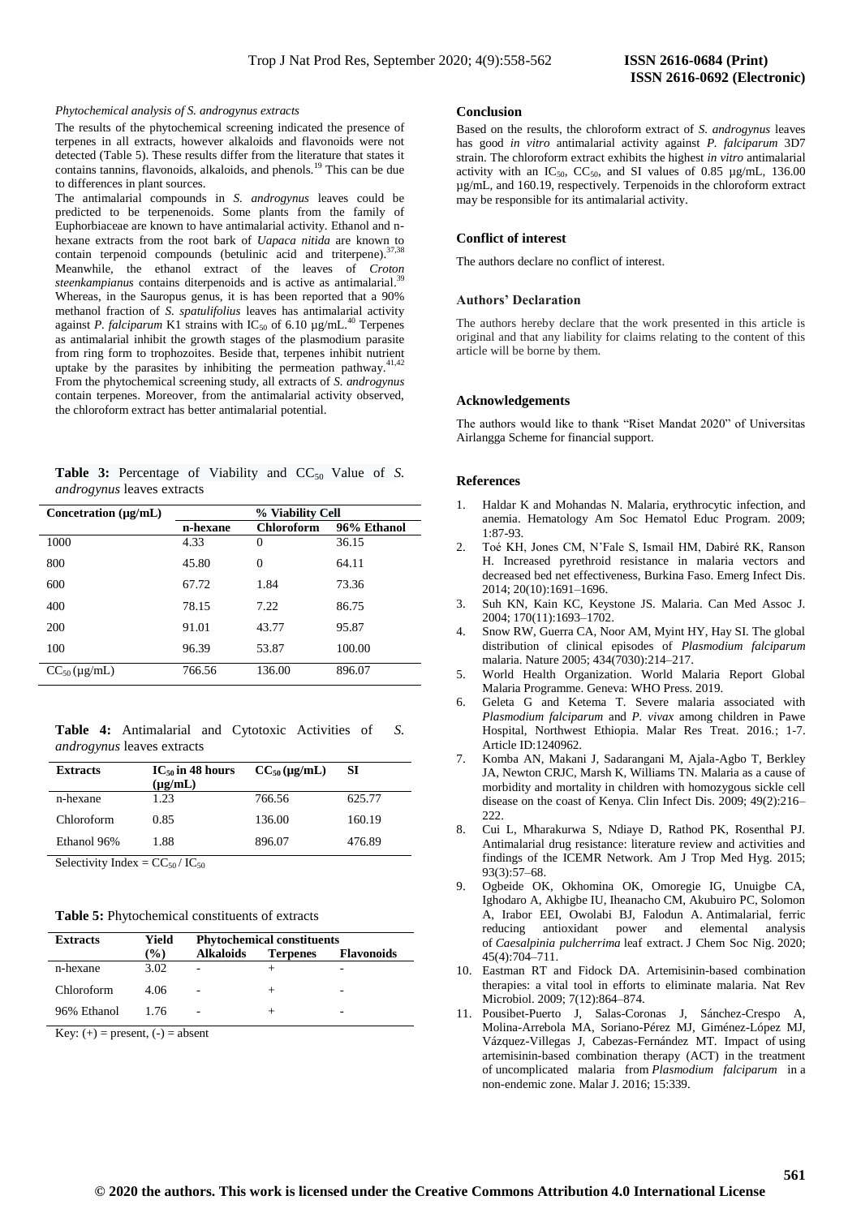*Phytochemical analysis of S. androgynus extracts*

The results of the phytochemical screening indicated the presence of terpenes in all extracts, however alkaloids and flavonoids were not detected (Table 5). These results differ from the literature that states it contains tannins, flavonoids, alkaloids, and phenols.[19] This can be due to differences in plant sources.

The antimalarial compounds in *S. androgynus* leaves could be predicted to be terpenenoids. Some plants from the family of Euphorbiaceae are known to have antimalarial activity. Ethanol and n-hexane extracts from the root bark of *Uapaca nitida* are known to contain terpenoid compounds (betulinic acid and triterpene).[37,38] Meanwhile, the ethanol extract of the leaves of *Croton steenkampianus* contains diterpenoids and is active as antimalarial.[39] Whereas, in the Sauropus genus, it is has been reported that a 90% methanol fraction of *S. spatulifolius* leaves has antimalarial activity against *P. falciparum* K1 strains with $IC_{50}$ of 6.10 µg/mL.[40] Terpenes as antimalarial inhibit the growth stages of the plasmodium parasite from ring form to trophozoites. Beside that, terpenes inhibit nutrient uptake by the parasites by inhibiting the permeation pathway.[41,42] From the phytochemical screening study, all extracts of *S. androgynus* contain terpenes. Moreover, from the antimalarial activity observed, the chloroform extract has better antimalarial potential.

**Table 3:** Percentage of Viability and $CC_{50}$ Value of *S. androgynus* leaves extracts

| Concetration (µg/mL) | % Viability Cell | | |
|---|---|---|---|
| | n-hexane | Chloroform | 96% Ethanol |
| 1000 | 4.33 | 0 | 36.15 |
| 800 | 45.80 | 0 | 64.11 |
| 600 | 67.72 | 1.84 | 73.36 |
| 400 | 78.15 | 7.22 | 86.75 |
| 200 | 91.01 | 43.77 | 95.87 |
| 100 | 96.39 | 53.87 | 100.00 |
| $CC_{50}$ (µg/mL) | 766.56 | 136.00 | 896.07 |

**Table 4:** Antimalarial and Cytotoxic Activities of *S. androgynus* leaves extracts

| Extracts | $IC_{50}$ in 48 hours (µg/mL) | $CC_{50}$ (µg/mL) | SI |
|---|---|---|---|
| n-hexane | 1.23 | 766.56 | 625.77 |
| Chloroform | 0.85 | 136.00 | 160.19 |
| Ethanol 96% | 1.88 | 896.07 | 476.89 |

Selectivity Index = $CC_{50}$ / $IC_{50}$

**Table 5:** Phytochemical constituents of extracts

| Extracts | Yield (%) | Phytochemical constituents | | |
|---|---|---|---|---|
| | | Alkaloids | Terpenes | Flavonoids |
| n-hexane | 3.02 | - | + | - |
| Chloroform | 4.06 | - | + | - |
| 96% Ethanol | 1.76 | - | + | - |

Key: (+) = present, (-) = absent

## Conclusion

Based on the results, the chloroform extract of *S. androgynus* leaves has good *in vitro* antimalarial activity against *P. falciparum* 3D7 strain. The chloroform extract exhibits the highest *in vitro* antimalarial activity with an $IC_{50}$, $CC_{50}$, and SI values of 0.85 µg/mL, 136.00 µg/mL, and 160.19, respectively. Terpenoids in the chloroform extract may be responsible for its antimalarial activity.

## Conflict of interest

The authors declare no conflict of interest.

## Authors' Declaration

The authors hereby declare that the work presented in this article is original and that any liability for claims relating to the content of this article will be borne by them.

## Acknowledgements

The authors would like to thank "Riset Mandat 2020" of Universitas Airlangga Scheme for financial support.

## References

1. Haldar K and Mohandas N. Malaria, erythrocytic infection, and anemia. Hematology Am Soc Hematol Educ Program. 2009; 1:87-93.
2. Toé KH, Jones CM, N'Fale S, Ismail HM, Dabiré RK, Ranson H. Increased pyrethroid resistance in malaria vectors and decreased bed net effectiveness, Burkina Faso. Emerg Infect Dis. 2014; 20(10):1691–1696.
3. Suh KN, Kain KC, Keystone JS. Malaria. Can Med Assoc J. 2004; 170(11):1693–1702.
4. Snow RW, Guerra CA, Noor AM, Myint HY, Hay SI. The global distribution of clinical episodes of *Plasmodium falciparum* malaria. Nature 2005; 434(7030):214–217.
5. World Health Organization. World Malaria Report Global Malaria Programme. Geneva: WHO Press. 2019.
6. Geleta G and Ketema T. Severe malaria associated with *Plasmodium falciparum* and *P. vivax* among children in Pawe Hospital, Northwest Ethiopia. Malar Res Treat. 2016.; 1-7. Article ID:1240962.
7. Komba AN, Makani J, Sadarangani M, Ajala-Agbo T, Berkley JA, Newton CRJC, Marsh K, Williams TN. Malaria as a cause of morbidity and mortality in children with homozygous sickle cell disease on the coast of Kenya. Clin Infect Dis. 2009; 49(2):216–222.
8. Cui L, Mharakurwa S, Ndiaye D, Rathod PK, Rosenthal PJ. Antimalarial drug resistance: literature review and activities and findings of the ICEMR Network. Am J Trop Med Hyg. 2015; 93(3):57–68.
9. Ogbeide OK, Okhomina OK, Omoregie IG, Unuigbe CA, Ighodaro A, Akhigbe IU, Iheanacho CM, Akubuiro PC, Solomon A, Irabor EEI, Owolabi BJ, Falodun A. Antimalarial, ferric reducing antioxidant power and elemental analysis of *Caesalpinia pulcherrima* leaf extract. J Chem Soc Nig. 2020; 45(4):704–711.
10. Eastman RT and Fidock DA. Artemisinin-based combination therapies: a vital tool in efforts to eliminate malaria. Nat Rev Microbiol. 2009; 7(12):864–874.
11. Pousibet-Puerto J, Salas-Coronas J, Sánchez-Crespo A, Molina-Arrebola MA, Soriano-Pérez MJ, Giménez-López MJ, Vázquez-Villegas J, Cabezas-Fernández MT. Impact of using artemisinin-based combination therapy (ACT) in the treatment of uncomplicated malaria from *Plasmodium falciparum* in a non-endemic zone. Malar J. 2016; 15:339.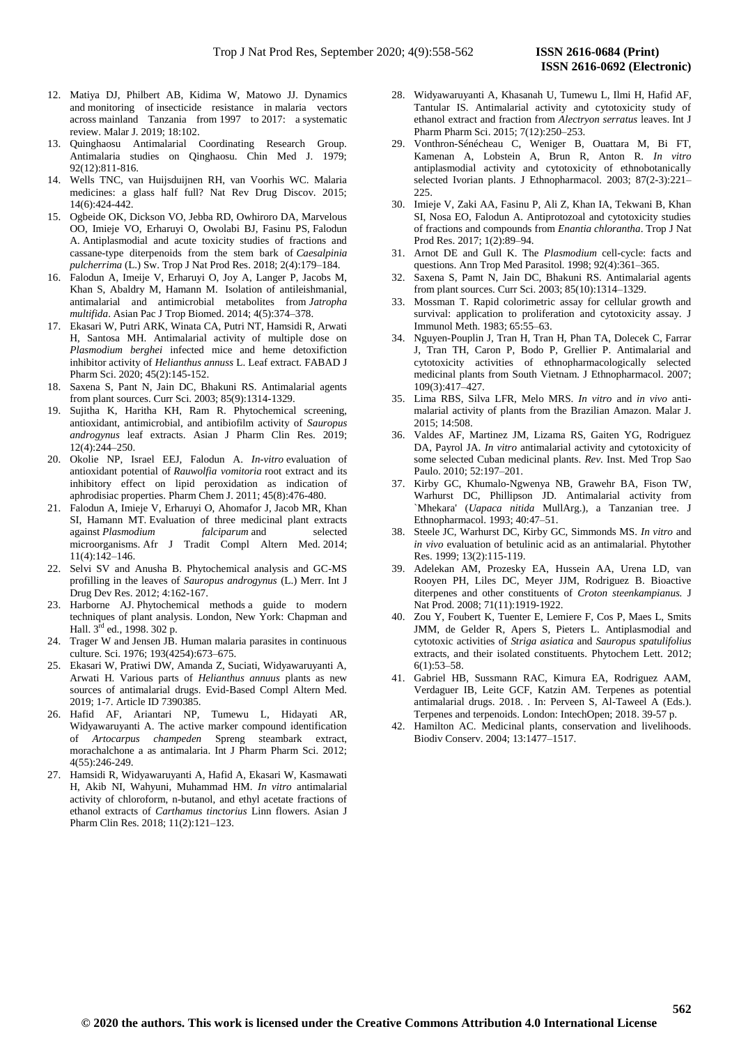12. Matiya DJ, Philbert AB, Kidima W, Matowo JJ. Dynamics and monitoring of insecticide resistance in malaria vectors across mainland Tanzania from 1997 to 2017: a systematic review. Malar J. 2019; 18:102.
13. Quinghaosu Antimalarial Coordinating Research Group. Antimalaria studies on Qinghaosu. Chin Med J. 1979; 92(12):811-816.
14. Wells TNC, van Huijsduijnen RH, van Voorhis WC. Malaria medicines: a glass half full? Nat Rev Drug Discov. 2015; 14(6):424-442.
15. Ogbeide OK, Dickson VO, Jebba RD, Owhiroro DA, Marvelous OO, Imieje VO, Erharuyi O, Owolabi BJ, Fasinu PS, Falodun A. Antiplasmodial and acute toxicity studies of fractions and cassane-type diterpenoids from the stem bark of *Caesalpinia pulcherrima* (L.) Sw. Trop J Nat Prod Res. 2018; 2(4):179–184.
16. Falodun A, Imeije V, Erharuyi O, Joy A, Langer P, Jacobs M, Khan S, Abaldry M, Hamann M. Isolation of antileishmanial, antimalarial and antimicrobial metabolites from *Jatropha multifida*. Asian Pac J Trop Biomed. 2014; 4(5):374–378.
17. Ekasari W, Putri ARK, Winata CA, Putri NT, Hamsidi R, Arwati H, Santosa MH. Antimalarial activity of multiple dose on *Plasmodium berghei* infected mice and heme detoxifiction inhibitor activity of *Helianthus annuss* L. Leaf extract. FABAD J Pharm Sci. 2020; 45(2):145-152.
18. Saxena S, Pant N, Jain DC, Bhakuni RS. Antimalarial agents from plant sources. Curr Sci. 2003; 85(9):1314-1329.
19. Sujitha K, Haritha KH, Ram R. Phytochemical screening, antioxidant, antimicrobial, and antibiofilm activity of *Sauropus androgynus* leaf extracts. Asian J Pharm Clin Res. 2019; 12(4):244–250.
20. Okolie NP, Israel EEJ, Falodun A. *In-vitro* evaluation of antioxidant potential of *Rauwolfia vomitoria* root extract and its inhibitory effect on lipid peroxidation as indication of aphrodisiac properties. Pharm Chem J. 2011; 45(8):476-480.
21. Falodun A, Imieje V, Erharuyi O, Ahomafor J, Jacob MR, Khan SI, Hamann MT. Evaluation of three medicinal plant extracts against *Plasmodium falciparum* and selected microorganisms. Afr J Tradit Compl Altern Med. 2014; 11(4):142–146.
22. Selvi SV and Anusha B. Phytochemical analysis and GC-MS profilling in the leaves of *Sauropus androgynus* (L.) Merr. Int J Drug Dev Res. 2012; 4:162-167.
23. Harborne AJ. Phytochemical methods a guide to modern techniques of plant analysis. London, New York: Chapman and Hall. 3rd ed., 1998. 302 p.
24. Trager W and Jensen JB. Human malaria parasites in continuous culture. Sci. 1976; 193(4254):673–675.
25. Ekasari W, Pratiwi DW, Amanda Z, Suciati, Widyawaruyanti A, Arwati H. Various parts of *Helianthus annuus* plants as new sources of antimalarial drugs. Evid-Based Compl Altern Med. 2019; 1-7. Article ID 7390385.
26. Hafid AF, Ariantari NP, Tumewu L, Hidayati AR, Widyawaruyanti A. The active marker compound identification of *Artocarpus champeden* Spreng steambark extract, morachalchone a as antimalaria. Int J Pharm Pharm Sci. 2012; 4(55):246-249.
27. Hamsidi R, Widyawaruyanti A, Hafid A, Ekasari W, Kasmawati H, Akib NI, Wahyuni, Muhammad HM. *In vitro* antimalarial activity of chloroform, n-butanol, and ethyl acetate fractions of ethanol extracts of *Carthamus tinctorius* Linn flowers. Asian J Pharm Clin Res. 2018; 11(2):121–123.
28. Widyawaruyanti A, Khasanah U, Tumewu L, Ilmi H, Hafid AF, Tantular IS. Antimalarial activity and cytotoxicity study of ethanol extract and fraction from *Alectryon serratus* leaves. Int J Pharm Pharm Sci. 2015; 7(12):250–253.
29. Vonthron-Sénécheau C, Weniger B, Ouattara M, Bi FT, Kamenan A, Lobstein A, Brun R, Anton R. *In vitro* antiplasmodial activity and cytotoxicity of ethnobotanically selected Ivorian plants. J Ethnopharmacol. 2003; 87(2-3):221–225.
30. Imieje V, Zaki AA, Fasinu P, Ali Z, Khan IA, Tekwani B, Khan SI, Nosa EO, Falodun A. Antiprotozoal and cytotoxicity studies of fractions and compounds from *Enantia chlorantha*. Trop J Nat Prod Res. 2017; 1(2):89–94.
31. Arnot DE and Gull K. The *Plasmodium* cell-cycle: facts and questions. Ann Trop Med Parasitol. 1998; 92(4):361–365.
32. Saxena S, Pamt N, Jain DC, Bhakuni RS. Antimalarial agents from plant sources. Curr Sci. 2003; 85(10):1314–1329.
33. Mossman T. Rapid colorimetric assay for cellular growth and survival: application to proliferation and cytotoxicity assay. J Immunol Meth. 1983; 65:55–63.
34. Nguyen-Pouplin J, Tran H, Tran H, Phan TA, Dolecek C, Farrar J, Tran TH, Caron P, Bodo P, Grellier P. Antimalarial and cytotoxicity activities of ethnopharmacologically selected medicinal plants from South Vietnam. J Ethnopharmacol. 2007; 109(3):417–427.
35. Lima RBS, Silva LFR, Melo MRS. *In vitro* and *in vivo* anti-malarial activity of plants from the Brazilian Amazon. Malar J. 2015; 14:508.
36. Valdes AF, Martinez JM, Lizama RS, Gaiten YG, Rodriguez DA, Payrol JA. *In vitro* antimalarial activity and cytotoxicity of some selected Cuban medicinal plants. *Rev*. Inst. Med Trop Sao Paulo. 2010; 52:197–201.
37. Kirby GC, Khumalo-Ngwenya NB, Grawehr BA, Fison TW, Warhurst DC, Phillipson JD. Antimalarial activity from `Mhekara' (*Uapaca nitida* MullArg.), a Tanzanian tree. J Ethnopharmacol. 1993; 40:47–51.
38. Steele JC, Warhurst DC, Kirby GC, Simmonds MS. *In vitro* and *in vivo* evaluation of betulinic acid as an antimalarial. Phytother Res. 1999; 13(2):115-119.
39. Adelekan AM, Prozesky EA, Hussein AA, Urena LD, van Rooyen PH, Liles DC, Meyer JJM, Rodriguez B. Bioactive diterpenes and other constituents of *Croton steenkampianus.* J Nat Prod. 2008; 71(11):1919-1922.
40. Zou Y, Foubert K, Tuenter E, Lemiere F, Cos P, Maes L, Smits JMM, de Gelder R, Apers S, Pieters L. Antiplasmodial and cytotoxic activities of *Striga asiatica* and *Sauropus spatulifolius* extracts, and their isolated constituents. Phytochem Lett. 2012; 6(1):53–58.
41. Gabriel HB, Sussmann RAC, Kimura EA, Rodriguez AAM, Verdaguer IB, Leite GCF, Katzin AM. Terpenes as potential antimalarial drugs. 2018. . In: Perveen S, Al-Taweel A (Eds.). Terpenes and terpenoids. London: IntechOpen; 2018. 39-57 p.
42. Hamilton AC. Medicinal plants, conservation and livelihoods. Biodiv Conserv. 2004; 13:1477–1517.